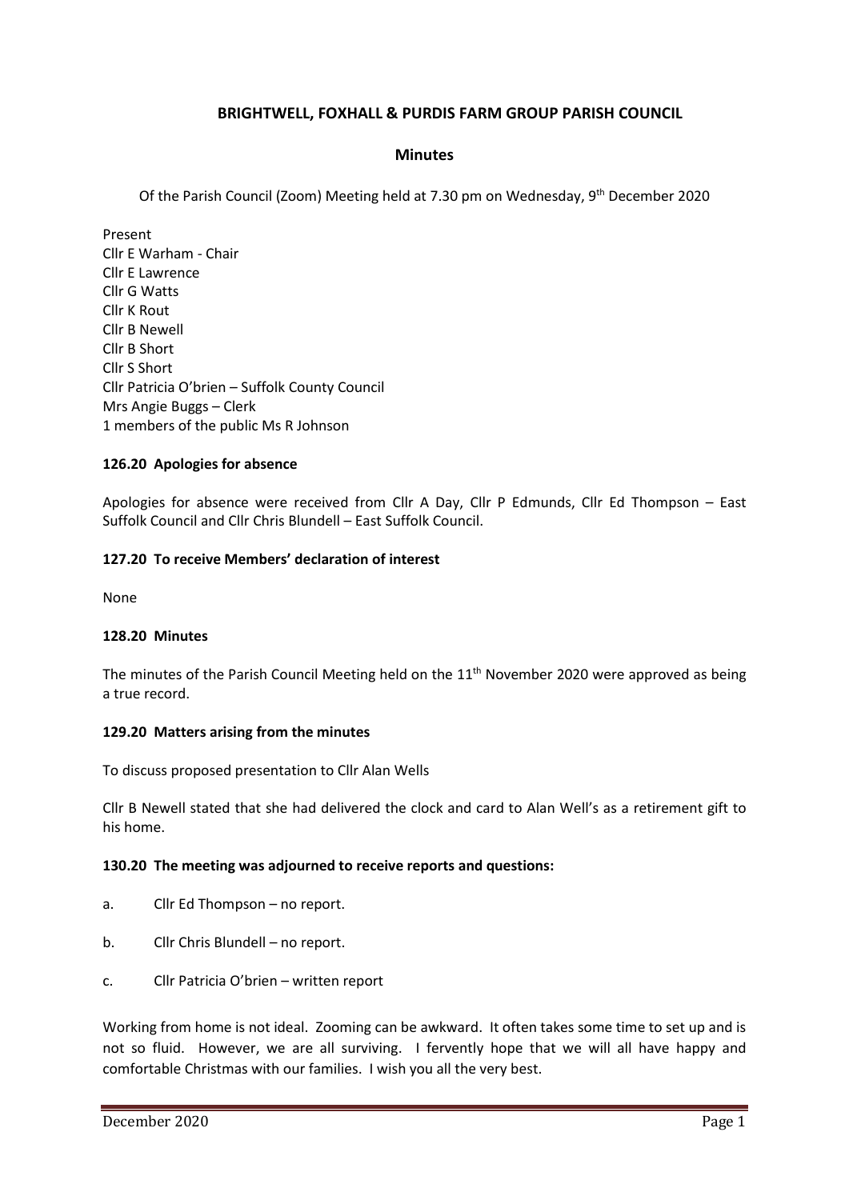# BRIGHTWELL, FOXHALL & PURDIS FARM GROUP PARISH COUNCIL

## Minutes

Of the Parish Council (Zoom) Meeting held at 7.30 pm on Wednesday, 9th December 2020

Present  
Cllr E Warham - Chair  
Cllr E Lawrence  
Cllr G Watts  
Cllr K Rout  
Cllr B Newell  
Cllr B Short  
Cllr S Short  
Cllr Patricia O'brien – Suffolk County Council  
Mrs Angie Buggs – Clerk  
1 members of the public Ms R Johnson

### 126.20 Apologies for absence

Apologies for absence were received from Cllr A Day, Cllr P Edmunds, Cllr Ed Thompson – East Suffolk Council and Cllr Chris Blundell – East Suffolk Council.

### 127.20 To receive Members' declaration of interest

None

### 128.20 Minutes

The minutes of the Parish Council Meeting held on the 11th November 2020 were approved as being a true record.

### 129.20 Matters arising from the minutes

To discuss proposed presentation to Cllr Alan Wells

Cllr B Newell stated that she had delivered the clock and card to Alan Well's as a retirement gift to his home.

### 130.20 The meeting was adjourned to receive reports and questions:

a. Cllr Ed Thompson – no report.

b. Cllr Chris Blundell – no report.

c. Cllr Patricia O'brien – written report

Working from home is not ideal. Zooming can be awkward. It often takes some time to set up and is not so fluid. However, we are all surviving. I fervently hope that we will all have happy and comfortable Christmas with our families. I wish you all the very best.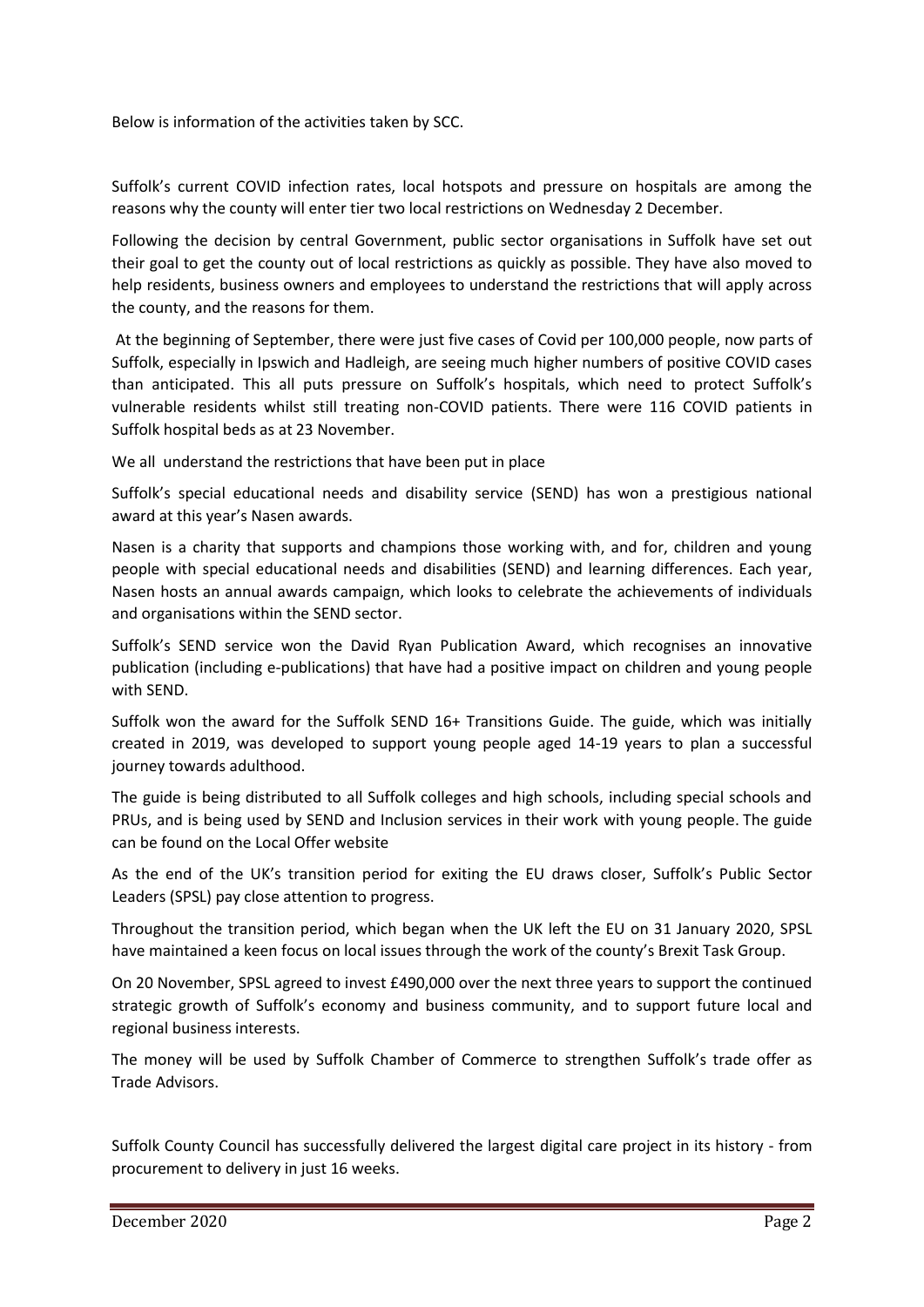Below is information of the activities taken by SCC.

Suffolk's current COVID infection rates, local hotspots and pressure on hospitals are among the reasons why the county will enter tier two local restrictions on Wednesday 2 December.

Following the decision by central Government, public sector organisations in Suffolk have set out their goal to get the county out of local restrictions as quickly as possible. They have also moved to help residents, business owners and employees to understand the restrictions that will apply across the county, and the reasons for them.

At the beginning of September, there were just five cases of Covid per 100,000 people, now parts of Suffolk, especially in Ipswich and Hadleigh, are seeing much higher numbers of positive COVID cases than anticipated. This all puts pressure on Suffolk's hospitals, which need to protect Suffolk's vulnerable residents whilst still treating non-COVID patients. There were 116 COVID patients in Suffolk hospital beds as at 23 November.

We all understand the restrictions that have been put in place

Suffolk's special educational needs and disability service (SEND) has won a prestigious national award at this year's Nasen awards.

Nasen is a charity that supports and champions those working with, and for, children and young people with special educational needs and disabilities (SEND) and learning differences. Each year, Nasen hosts an annual awards campaign, which looks to celebrate the achievements of individuals and organisations within the SEND sector.

Suffolk's SEND service won the David Ryan Publication Award, which recognises an innovative publication (including e-publications) that have had a positive impact on children and young people with SEND.

Suffolk won the award for the Suffolk SEND 16+ Transitions Guide. The guide, which was initially created in 2019, was developed to support young people aged 14-19 years to plan a successful journey towards adulthood.

The guide is being distributed to all Suffolk colleges and high schools, including special schools and PRUs, and is being used by SEND and Inclusion services in their work with young people. The guide can be found on the Local Offer website

As the end of the UK's transition period for exiting the EU draws closer, Suffolk's Public Sector Leaders (SPSL) pay close attention to progress.

Throughout the transition period, which began when the UK left the EU on 31 January 2020, SPSL have maintained a keen focus on local issues through the work of the county's Brexit Task Group.

On 20 November, SPSL agreed to invest £490,000 over the next three years to support the continued strategic growth of Suffolk's economy and business community, and to support future local and regional business interests.

The money will be used by Suffolk Chamber of Commerce to strengthen Suffolk's trade offer as Trade Advisors.

Suffolk County Council has successfully delivered the largest digital care project in its history - from procurement to delivery in just 16 weeks.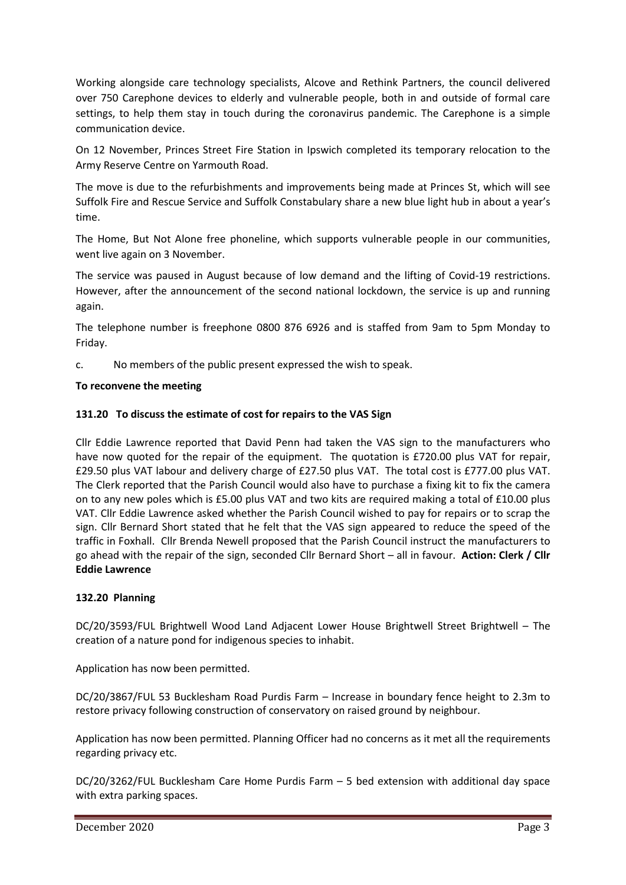Working alongside care technology specialists, Alcove and Rethink Partners, the council delivered over 750 Carephone devices to elderly and vulnerable people, both in and outside of formal care settings, to help them stay in touch during the coronavirus pandemic. The Carephone is a simple communication device.

On 12 November, Princes Street Fire Station in Ipswich completed its temporary relocation to the Army Reserve Centre on Yarmouth Road.

The move is due to the refurbishments and improvements being made at Princes St, which will see Suffolk Fire and Rescue Service and Suffolk Constabulary share a new blue light hub in about a year's time.

The Home, But Not Alone free phoneline, which supports vulnerable people in our communities, went live again on 3 November.

The service was paused in August because of low demand and the lifting of Covid-19 restrictions. However, after the announcement of the second national lockdown, the service is up and running again.

The telephone number is freephone 0800 876 6926 and is staffed from 9am to 5pm Monday to Friday.

c. No members of the public present expressed the wish to speak.

**To reconvene the meeting**

**131.20 To discuss the estimate of cost for repairs to the VAS Sign**

Cllr Eddie Lawrence reported that David Penn had taken the VAS sign to the manufacturers who have now quoted for the repair of the equipment. The quotation is £720.00 plus VAT for repair, £29.50 plus VAT labour and delivery charge of £27.50 plus VAT. The total cost is £777.00 plus VAT. The Clerk reported that the Parish Council would also have to purchase a fixing kit to fix the camera on to any new poles which is £5.00 plus VAT and two kits are required making a total of £10.00 plus VAT. Cllr Eddie Lawrence asked whether the Parish Council wished to pay for repairs or to scrap the sign. Cllr Bernard Short stated that he felt that the VAS sign appeared to reduce the speed of the traffic in Foxhall. Cllr Brenda Newell proposed that the Parish Council instruct the manufacturers to go ahead with the repair of the sign, seconded Cllr Bernard Short – all in favour. **Action: Clerk / Cllr Eddie Lawrence**

**132.20 Planning**

DC/20/3593/FUL Brightwell Wood Land Adjacent Lower House Brightwell Street Brightwell – The creation of a nature pond for indigenous species to inhabit.

Application has now been permitted.

DC/20/3867/FUL 53 Bucklesham Road Purdis Farm – Increase in boundary fence height to 2.3m to restore privacy following construction of conservatory on raised ground by neighbour.

Application has now been permitted. Planning Officer had no concerns as it met all the requirements regarding privacy etc.

DC/20/3262/FUL Bucklesham Care Home Purdis Farm – 5 bed extension with additional day space with extra parking spaces.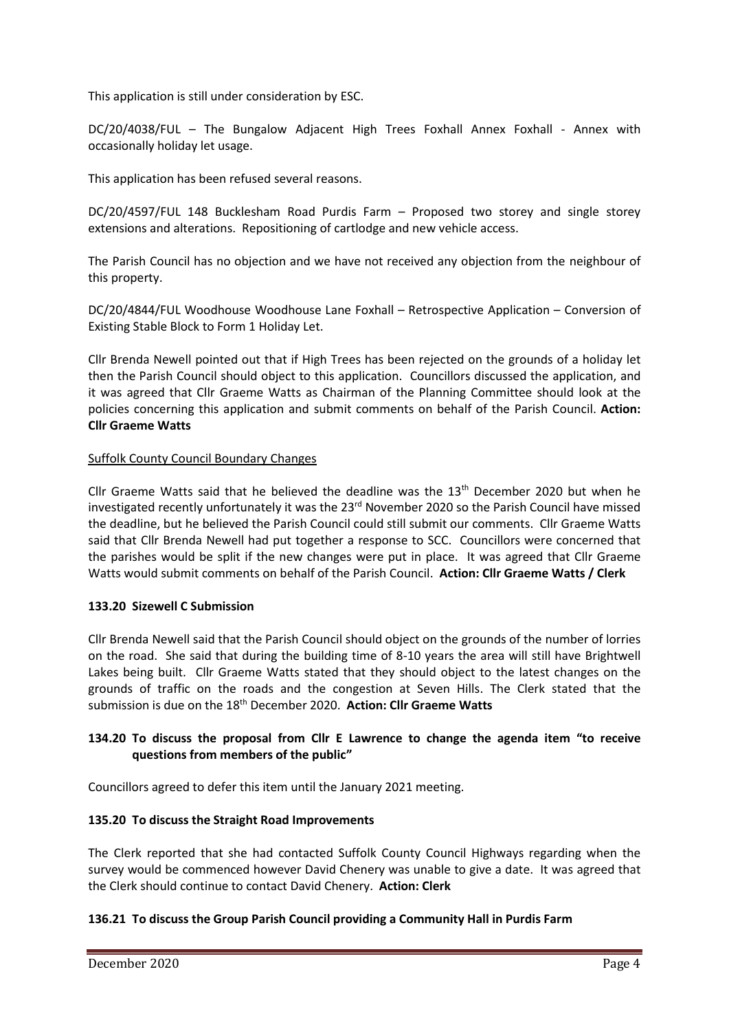This application is still under consideration by ESC.

DC/20/4038/FUL – The Bungalow Adjacent High Trees Foxhall Annex Foxhall - Annex with occasionally holiday let usage.

This application has been refused several reasons.

DC/20/4597/FUL 148 Bucklesham Road Purdis Farm – Proposed two storey and single storey extensions and alterations. Repositioning of cartlodge and new vehicle access.

The Parish Council has no objection and we have not received any objection from the neighbour of this property.

DC/20/4844/FUL Woodhouse Woodhouse Lane Foxhall – Retrospective Application – Conversion of Existing Stable Block to Form 1 Holiday Let.

Cllr Brenda Newell pointed out that if High Trees has been rejected on the grounds of a holiday let then the Parish Council should object to this application. Councillors discussed the application, and it was agreed that Cllr Graeme Watts as Chairman of the Planning Committee should look at the policies concerning this application and submit comments on behalf of the Parish Council. **Action: Cllr Graeme Watts**

<u>Suffolk County Council Boundary Changes</u>

Cllr Graeme Watts said that he believed the deadline was the 13th December 2020 but when he investigated recently unfortunately it was the 23rd November 2020 so the Parish Council have missed the deadline, but he believed the Parish Council could still submit our comments. Cllr Graeme Watts said that Cllr Brenda Newell had put together a response to SCC. Councillors were concerned that the parishes would be split if the new changes were put in place. It was agreed that Cllr Graeme Watts would submit comments on behalf of the Parish Council. **Action: Cllr Graeme Watts / Clerk**

### 133.20 Sizewell C Submission

Cllr Brenda Newell said that the Parish Council should object on the grounds of the number of lorries on the road. She said that during the building time of 8-10 years the area will still have Brightwell Lakes being built. Cllr Graeme Watts stated that they should object to the latest changes on the grounds of traffic on the roads and the congestion at Seven Hills. The Clerk stated that the submission is due on the 18th December 2020. **Action: Cllr Graeme Watts**

### 134.20 To discuss the proposal from Cllr E Lawrence to change the agenda item "to receive questions from members of the public"

Councillors agreed to defer this item until the January 2021 meeting.

### 135.20 To discuss the Straight Road Improvements

The Clerk reported that she had contacted Suffolk County Council Highways regarding when the survey would be commenced however David Chenery was unable to give a date. It was agreed that the Clerk should continue to contact David Chenery. **Action: Clerk**

### 136.21 To discuss the Group Parish Council providing a Community Hall in Purdis Farm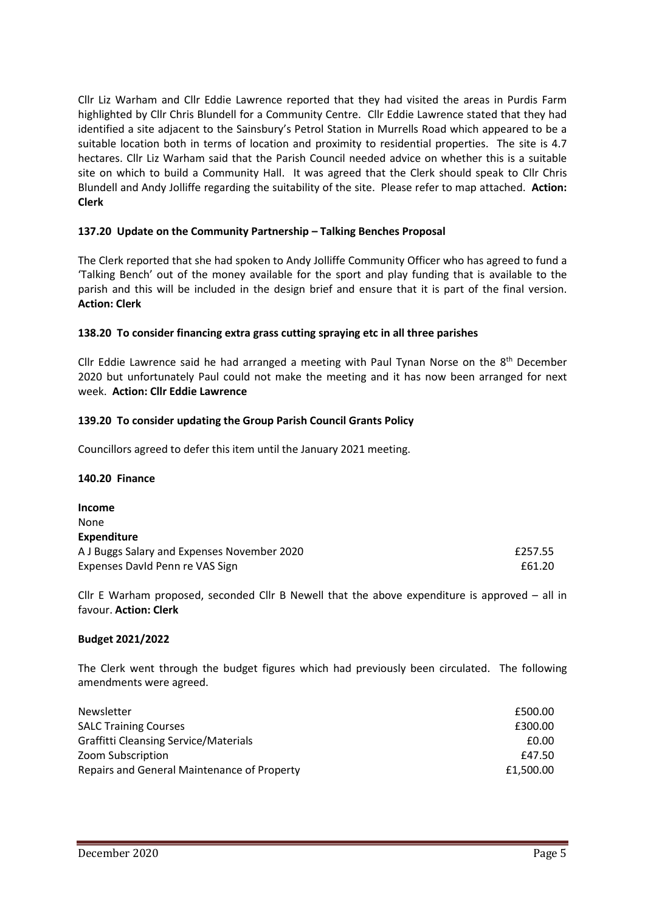Cllr Liz Warham and Cllr Eddie Lawrence reported that they had visited the areas in Purdis Farm highlighted by Cllr Chris Blundell for a Community Centre. Cllr Eddie Lawrence stated that they had identified a site adjacent to the Sainsbury's Petrol Station in Murrells Road which appeared to be a suitable location both in terms of location and proximity to residential properties. The site is 4.7 hectares. Cllr Liz Warham said that the Parish Council needed advice on whether this is a suitable site on which to build a Community Hall. It was agreed that the Clerk should speak to Cllr Chris Blundell and Andy Jolliffe regarding the suitability of the site. Please refer to map attached. **Action: Clerk**

**137.20 Update on the Community Partnership – Talking Benches Proposal**

The Clerk reported that she had spoken to Andy Jolliffe Community Officer who has agreed to fund a 'Talking Bench' out of the money available for the sport and play funding that is available to the parish and this will be included in the design brief and ensure that it is part of the final version. **Action: Clerk**

**138.20 To consider financing extra grass cutting spraying etc in all three parishes**

Cllr Eddie Lawrence said he had arranged a meeting with Paul Tynan Norse on the 8th December 2020 but unfortunately Paul could not make the meeting and it has now been arranged for next week. **Action: Cllr Eddie Lawrence**

**139.20 To consider updating the Group Parish Council Grants Policy**

Councillors agreed to defer this item until the January 2021 meeting.

**140.20 Finance**

**Income**

None

**Expenditure**

| | |
|---|---|
| A J Buggs Salary and Expenses November 2020 | £257.55 |
| Expenses DavId Penn re VAS Sign | £61.20 |

Cllr E Warham proposed, seconded Cllr B Newell that the above expenditure is approved – all in favour. **Action: Clerk**

**Budget 2021/2022**

The Clerk went through the budget figures which had previously been circulated. The following amendments were agreed.

| | |
|---|---|
| Newsletter | £500.00 |
| SALC Training Courses | £300.00 |
| Graffitti Cleansing Service/Materials | £0.00 |
| Zoom Subscription | £47.50 |
| Repairs and General Maintenance of Property | £1,500.00 |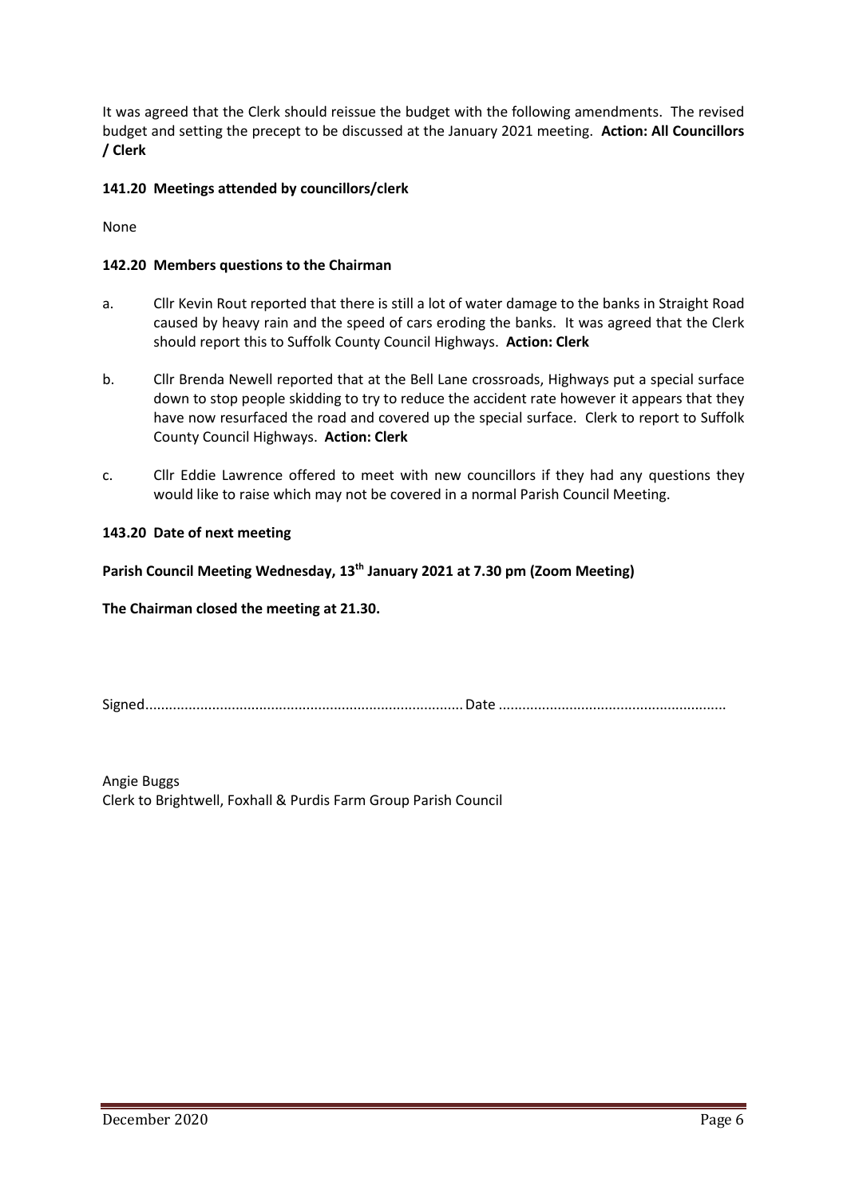It was agreed that the Clerk should reissue the budget with the following amendments. The revised budget and setting the precept to be discussed at the January 2021 meeting. **Action: All Councillors / Clerk**

**141.20 Meetings attended by councillors/clerk**

None

**142.20 Members questions to the Chairman**

a. Cllr Kevin Rout reported that there is still a lot of water damage to the banks in Straight Road caused by heavy rain and the speed of cars eroding the banks. It was agreed that the Clerk should report this to Suffolk County Council Highways. **Action: Clerk**

b. Cllr Brenda Newell reported that at the Bell Lane crossroads, Highways put a special surface down to stop people skidding to try to reduce the accident rate however it appears that they have now resurfaced the road and covered up the special surface. Clerk to report to Suffolk County Council Highways. **Action: Clerk**

c. Cllr Eddie Lawrence offered to meet with new councillors if they had any questions they would like to raise which may not be covered in a normal Parish Council Meeting.

**143.20 Date of next meeting**

**Parish Council Meeting Wednesday, 13th January 2021 at 7.30 pm (Zoom Meeting)**

**The Chairman closed the meeting at 21.30.**

Signed................................................................................ Date .........................................................

Angie Buggs
Clerk to Brightwell, Foxhall & Purdis Farm Group Parish Council